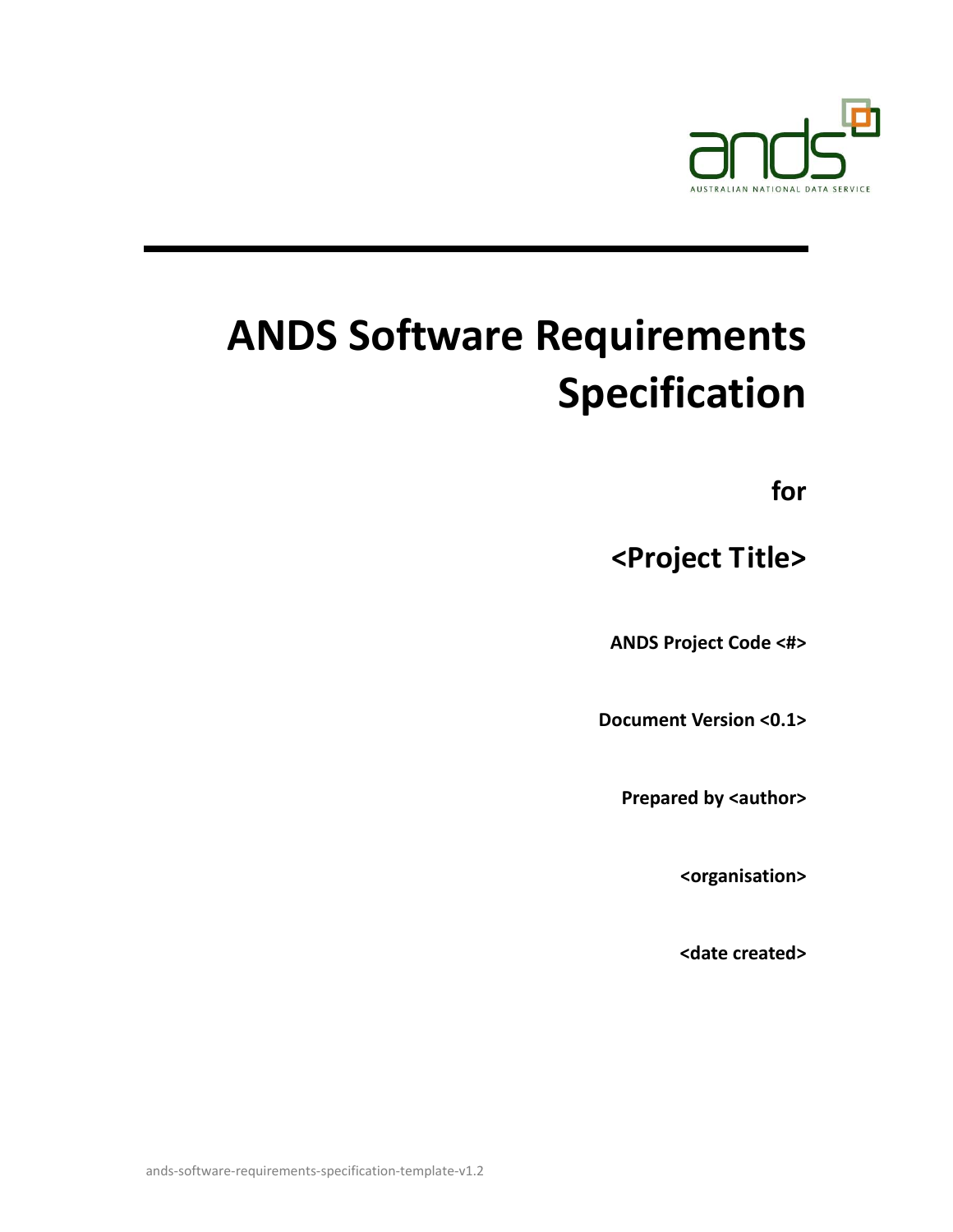ands

AUSTRALIAN NATIONAL DATA SERVICE

# ANDS Software Requirements Specification

**for**

## <Project Title>

**ANDS Project Code <#>**

**Document Version <0.1>**

**Prepared by <author>**

**<organisation>**

**<date created>**

ands-software-requirements-specification-template-v1.2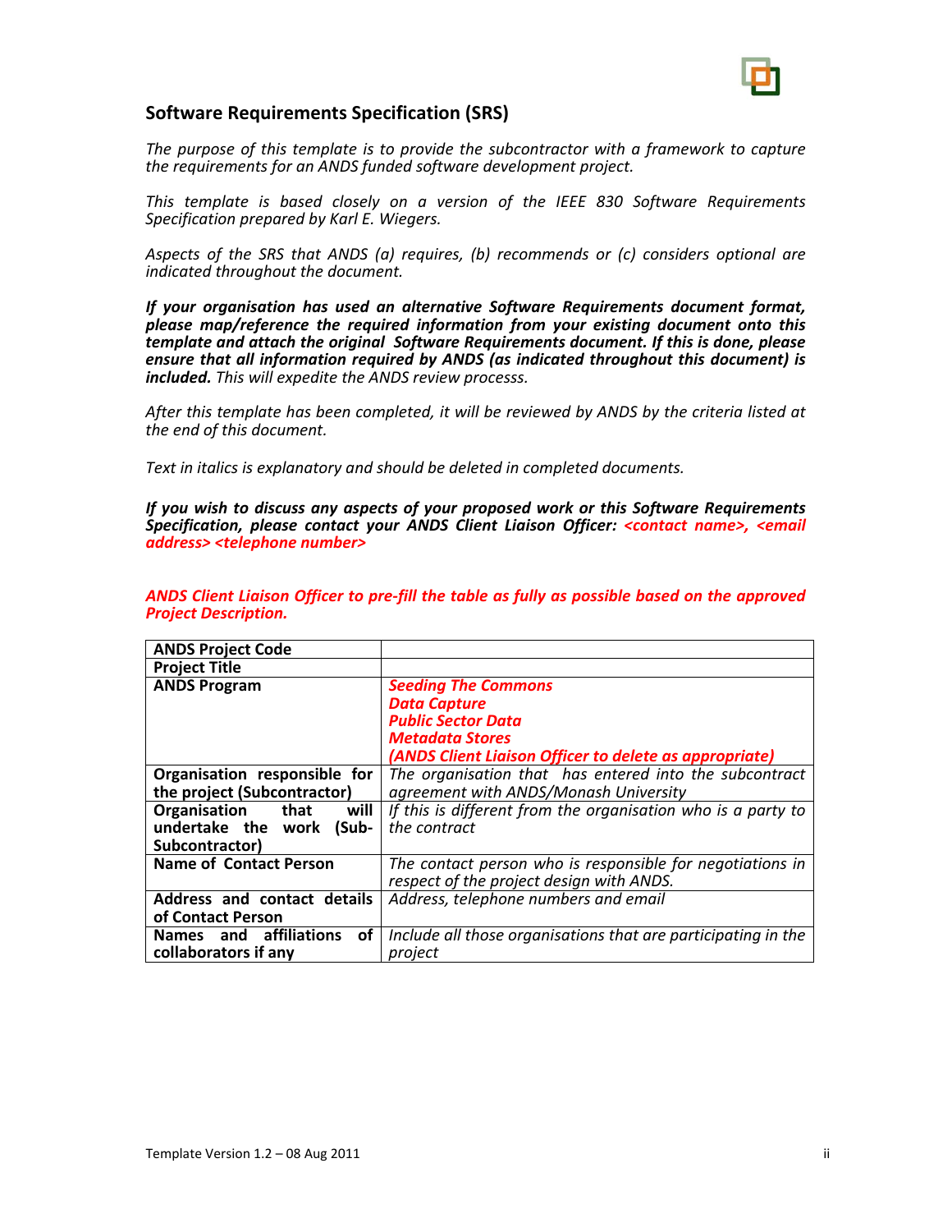## Software Requirements Specification (SRS)

*The purpose of this template is to provide the subcontractor with a framework to capture the requirements for an ANDS funded software development project.*

*This template is based closely on a version of the IEEE 830 Software Requirements Specification prepared by Karl E. Wiegers.*

*Aspects of the SRS that ANDS (a) requires, (b) recommends or (c) considers optional are indicated throughout the document.*

***If your organisation has used an alternative Software Requirements document format, please map/reference the required information from your existing document onto this template and attach the original Software Requirements document. If this is done, please ensure that all information required by ANDS (as indicated throughout this document) is included.*** *This will expedite the ANDS review processs.*

*After this template has been completed, it will be reviewed by ANDS by the criteria listed at the end of this document.*

*Text in italics is explanatory and should be deleted in completed documents.*

***If you wish to discuss any aspects of your proposed work or this Software Requirements Specification, please contact your ANDS Client Liaison Officer: <contact name>, <email address> <telephone number>***

***ANDS Client Liaison Officer to pre-fill the table as fully as possible based on the approved Project Description.***

| **ANDS Project Code** | |
|---|---|
| **Project Title** | |
| **ANDS Program** | ***Seeding The Commons*** <br> ***Data Capture*** <br> ***Public Sector Data*** <br> ***Metadata Stores*** <br> ***(ANDS Client Liaison Officer to delete as appropriate)*** |
| **Organisation responsible for the project (Subcontractor)** | *The organisation that has entered into the subcontract agreement with ANDS/Monash University* |
| **Organisation that will undertake the work (Sub-Subcontractor)** | *If this is different from the organisation who is a party to the contract* |
| **Name of Contact Person** | *The contact person who is responsible for negotiations in respect of the project design with ANDS.* |
| **Address and contact details of Contact Person** | *Address, telephone numbers and email* |
| **Names and affiliations of collaborators if any** | *Include all those organisations that are participating in the project* |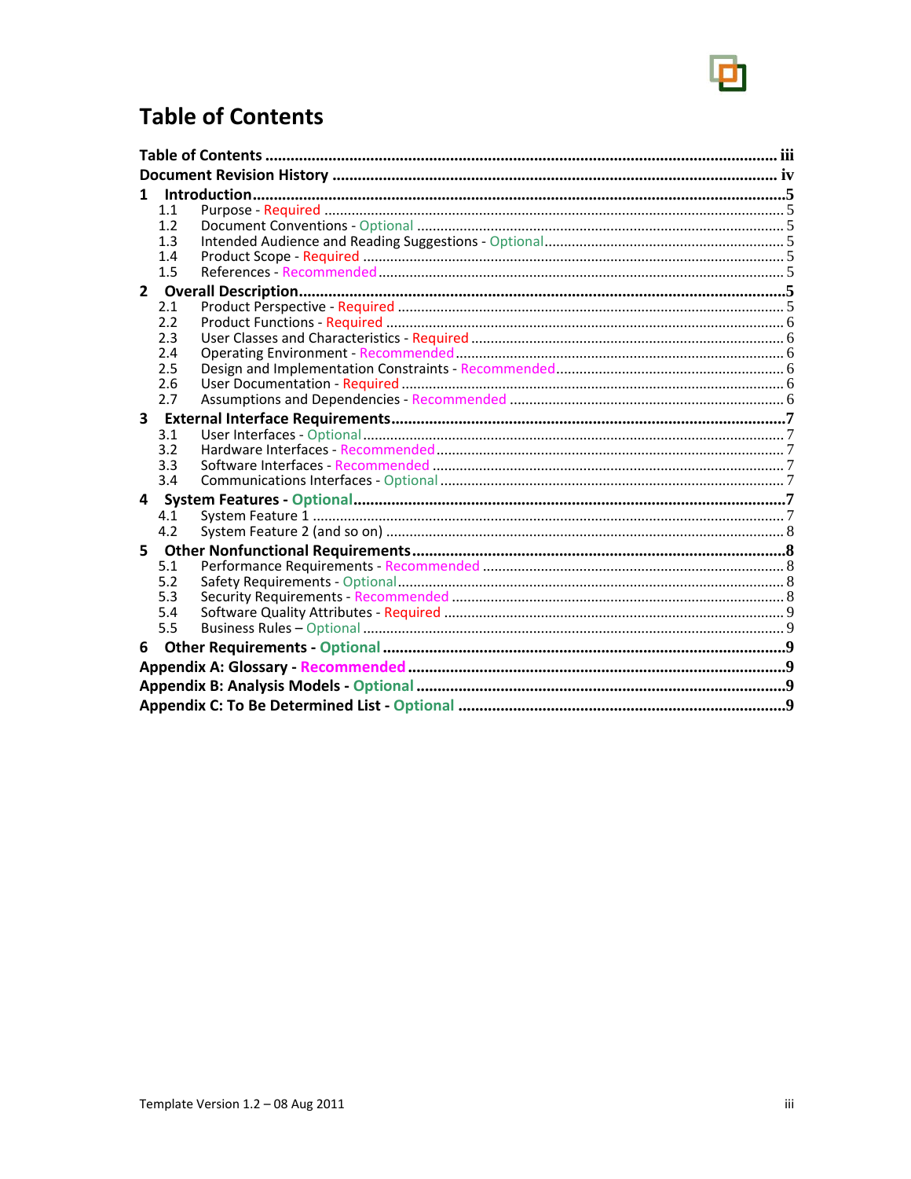# Table of Contents

- **Table of Contents** ..... iii
- **Document Revision History** ..... iv
- **1 Introduction** ..... 5
  - 1.1 Purpose - Required ..... 5
  - 1.2 Document Conventions - Optional ..... 5
  - 1.3 Intended Audience and Reading Suggestions - Optional ..... 5
  - 1.4 Product Scope - Required ..... 5
  - 1.5 References - Recommended ..... 5
- **2 Overall Description** ..... 5
  - 2.1 Product Perspective - Required ..... 5
  - 2.2 Product Functions - Required ..... 6
  - 2.3 User Classes and Characteristics - Required ..... 6
  - 2.4 Operating Environment - Recommended ..... 6
  - 2.5 Design and Implementation Constraints - Recommended ..... 6
  - 2.6 User Documentation - Required ..... 6
  - 2.7 Assumptions and Dependencies - Recommended ..... 6
- **3 External Interface Requirements** ..... 7
  - 3.1 User Interfaces - Optional ..... 7
  - 3.2 Hardware Interfaces - Recommended ..... 7
  - 3.3 Software Interfaces - Recommended ..... 7
  - 3.4 Communications Interfaces - Optional ..... 7
- **4 System Features - Optional** ..... 7
  - 4.1 System Feature 1 ..... 7
  - 4.2 System Feature 2 (and so on) ..... 8
- **5 Other Nonfunctional Requirements** ..... 8
  - 5.1 Performance Requirements - Recommended ..... 8
  - 5.2 Safety Requirements - Optional ..... 8
  - 5.3 Security Requirements - Recommended ..... 8
  - 5.4 Software Quality Attributes - Required ..... 9
  - 5.5 Business Rules – Optional ..... 9
- **6 Other Requirements - Optional** ..... 9
- **Appendix A: Glossary - Recommended** ..... 9
- **Appendix B: Analysis Models - Optional** ..... 9
- **Appendix C: To Be Determined List - Optional** ..... 9

Template Version 1.2 – 08 Aug 2011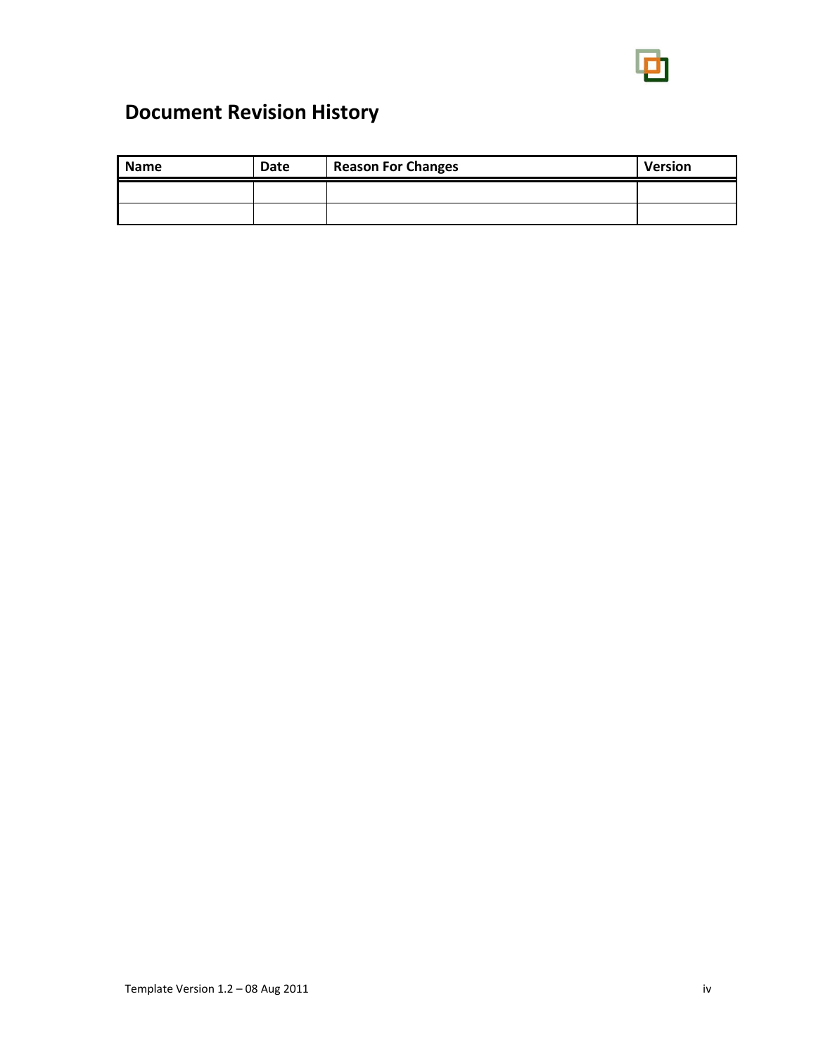# Document Revision History

| Name | Date | Reason For Changes | Version |
|---|---|---|---|
| | | | |
| | | | |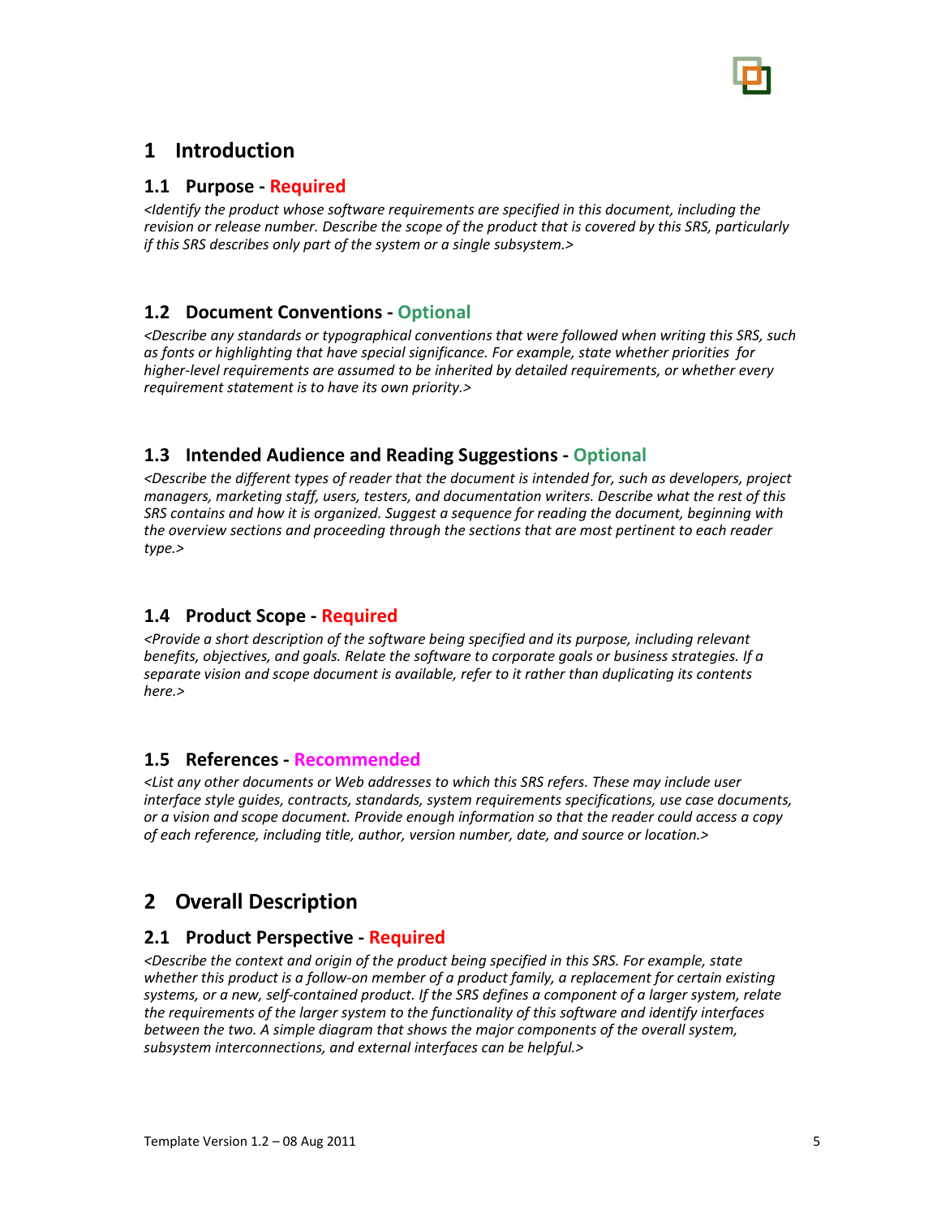# 1 Introduction

## 1.1 Purpose - Required

*<Identify the product whose software requirements are specified in this document, including the revision or release number. Describe the scope of the product that is covered by this SRS, particularly if this SRS describes only part of the system or a single subsystem.>*

## 1.2 Document Conventions - Optional

*<Describe any standards or typographical conventions that were followed when writing this SRS, such as fonts or highlighting that have special significance. For example, state whether priorities for higher-level requirements are assumed to be inherited by detailed requirements, or whether every requirement statement is to have its own priority.>*

## 1.3 Intended Audience and Reading Suggestions - Optional

*<Describe the different types of reader that the document is intended for, such as developers, project managers, marketing staff, users, testers, and documentation writers. Describe what the rest of this SRS contains and how it is organized. Suggest a sequence for reading the document, beginning with the overview sections and proceeding through the sections that are most pertinent to each reader type.>*

## 1.4 Product Scope - Required

*<Provide a short description of the software being specified and its purpose, including relevant benefits, objectives, and goals. Relate the software to corporate goals or business strategies. If a separate vision and scope document is available, refer to it rather than duplicating its contents here.>*

## 1.5 References - Recommended

*<List any other documents or Web addresses to which this SRS refers. These may include user interface style guides, contracts, standards, system requirements specifications, use case documents, or a vision and scope document. Provide enough information so that the reader could access a copy of each reference, including title, author, version number, date, and source or location.>*

# 2 Overall Description

## 2.1 Product Perspective - Required

*<Describe the context and origin of the product being specified in this SRS. For example, state whether this product is a follow-on member of a product family, a replacement for certain existing systems, or a new, self-contained product. If the SRS defines a component of a larger system, relate the requirements of the larger system to the functionality of this software and identify interfaces between the two. A simple diagram that shows the major components of the overall system, subsystem interconnections, and external interfaces can be helpful.>*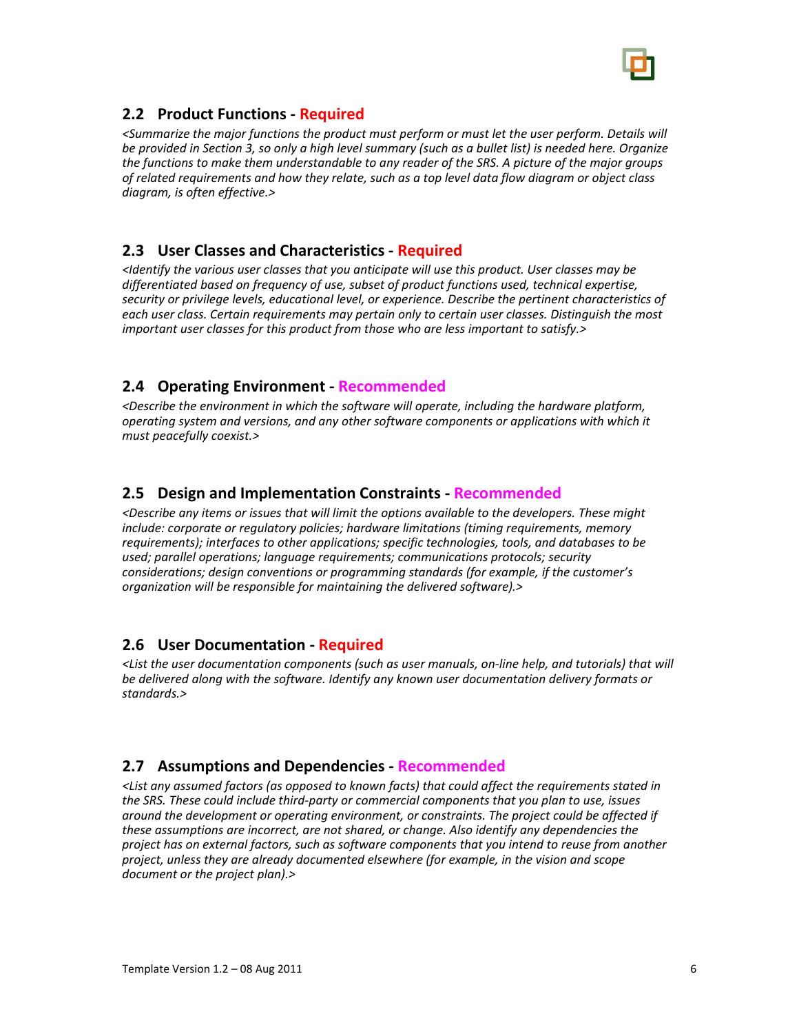## 2.2 Product Functions - Required

*<Summarize the major functions the product must perform or must let the user perform. Details will be provided in Section 3, so only a high level summary (such as a bullet list) is needed here. Organize the functions to make them understandable to any reader of the SRS. A picture of the major groups of related requirements and how they relate, such as a top level data flow diagram or object class diagram, is often effective.>*

## 2.3 User Classes and Characteristics - Required

*<Identify the various user classes that you anticipate will use this product. User classes may be differentiated based on frequency of use, subset of product functions used, technical expertise, security or privilege levels, educational level, or experience. Describe the pertinent characteristics of each user class. Certain requirements may pertain only to certain user classes. Distinguish the most important user classes for this product from those who are less important to satisfy.>*

## 2.4 Operating Environment - Recommended

*<Describe the environment in which the software will operate, including the hardware platform, operating system and versions, and any other software components or applications with which it must peacefully coexist.>*

## 2.5 Design and Implementation Constraints - Recommended

*<Describe any items or issues that will limit the options available to the developers. These might include: corporate or regulatory policies; hardware limitations (timing requirements, memory requirements); interfaces to other applications; specific technologies, tools, and databases to be used; parallel operations; language requirements; communications protocols; security considerations; design conventions or programming standards (for example, if the customer's organization will be responsible for maintaining the delivered software).>*

## 2.6 User Documentation - Required

*<List the user documentation components (such as user manuals, on-line help, and tutorials) that will be delivered along with the software. Identify any known user documentation delivery formats or standards.>*

## 2.7 Assumptions and Dependencies - Recommended

*<List any assumed factors (as opposed to known facts) that could affect the requirements stated in the SRS. These could include third-party or commercial components that you plan to use, issues around the development or operating environment, or constraints. The project could be affected if these assumptions are incorrect, are not shared, or change. Also identify any dependencies the project has on external factors, such as software components that you intend to reuse from another project, unless they are already documented elsewhere (for example, in the vision and scope document or the project plan).>*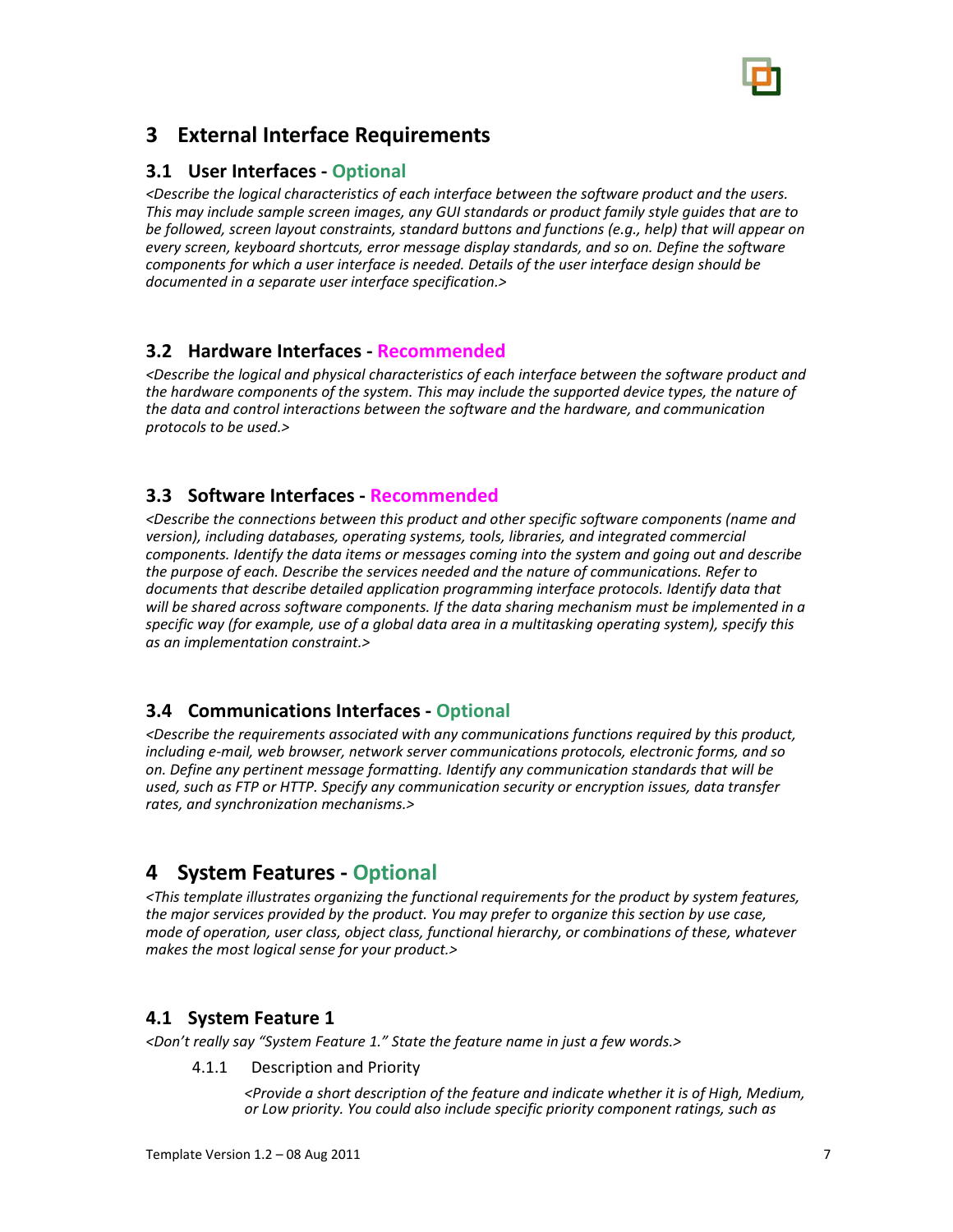# 3 External Interface Requirements

## 3.1 User Interfaces - Optional

*<Describe the logical characteristics of each interface between the software product and the users. This may include sample screen images, any GUI standards or product family style guides that are to be followed, screen layout constraints, standard buttons and functions (e.g., help) that will appear on every screen, keyboard shortcuts, error message display standards, and so on. Define the software components for which a user interface is needed. Details of the user interface design should be documented in a separate user interface specification.>*

## 3.2 Hardware Interfaces - Recommended

*<Describe the logical and physical characteristics of each interface between the software product and the hardware components of the system. This may include the supported device types, the nature of the data and control interactions between the software and the hardware, and communication protocols to be used.>*

## 3.3 Software Interfaces - Recommended

*<Describe the connections between this product and other specific software components (name and version), including databases, operating systems, tools, libraries, and integrated commercial components. Identify the data items or messages coming into the system and going out and describe the purpose of each. Describe the services needed and the nature of communications. Refer to documents that describe detailed application programming interface protocols. Identify data that will be shared across software components. If the data sharing mechanism must be implemented in a specific way (for example, use of a global data area in a multitasking operating system), specify this as an implementation constraint.>*

## 3.4 Communications Interfaces - Optional

*<Describe the requirements associated with any communications functions required by this product, including e-mail, web browser, network server communications protocols, electronic forms, and so on. Define any pertinent message formatting. Identify any communication standards that will be used, such as FTP or HTTP. Specify any communication security or encryption issues, data transfer rates, and synchronization mechanisms.>*

# 4 System Features - Optional

*<This template illustrates organizing the functional requirements for the product by system features, the major services provided by the product. You may prefer to organize this section by use case, mode of operation, user class, object class, functional hierarchy, or combinations of these, whatever makes the most logical sense for your product.>*

## 4.1 System Feature 1

*<Don't really say "System Feature 1." State the feature name in just a few words.>*

### 4.1.1 Description and Priority

*<Provide a short description of the feature and indicate whether it is of High, Medium, or Low priority. You could also include specific priority component ratings, such as*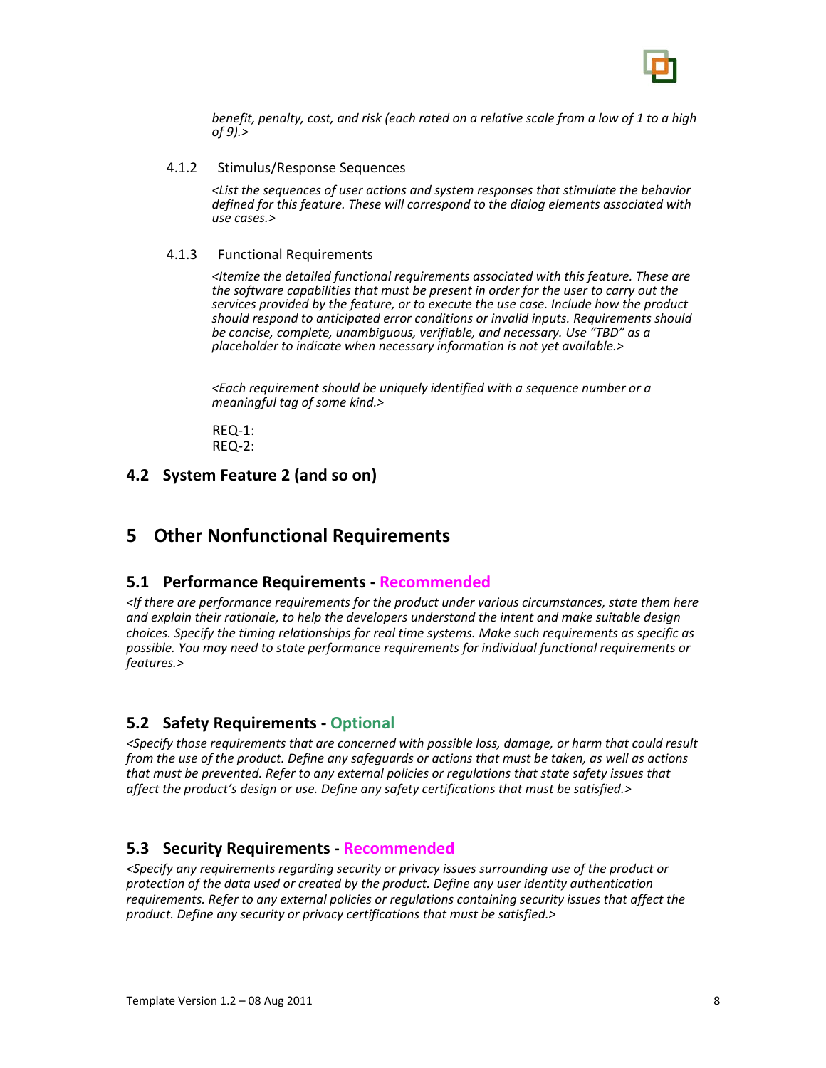*benefit, penalty, cost, and risk (each rated on a relative scale from a low of 1 to a high of 9).>*

#### 4.1.2 Stimulus/Response Sequences

*<List the sequences of user actions and system responses that stimulate the behavior defined for this feature. These will correspond to the dialog elements associated with use cases.>*

#### 4.1.3 Functional Requirements

*<Itemize the detailed functional requirements associated with this feature. These are the software capabilities that must be present in order for the user to carry out the services provided by the feature, or to execute the use case. Include how the product should respond to anticipated error conditions or invalid inputs. Requirements should be concise, complete, unambiguous, verifiable, and necessary. Use "TBD" as a placeholder to indicate when necessary information is not yet available.>*

*<Each requirement should be uniquely identified with a sequence number or a meaningful tag of some kind.>*

REQ-1:
REQ-2:

### 4.2 System Feature 2 (and so on)

## 5 Other Nonfunctional Requirements

### 5.1 Performance Requirements - Recommended

*<If there are performance requirements for the product under various circumstances, state them here and explain their rationale, to help the developers understand the intent and make suitable design choices. Specify the timing relationships for real time systems. Make such requirements as specific as possible. You may need to state performance requirements for individual functional requirements or features.>*

### 5.2 Safety Requirements - Optional

*<Specify those requirements that are concerned with possible loss, damage, or harm that could result from the use of the product. Define any safeguards or actions that must be taken, as well as actions that must be prevented. Refer to any external policies or regulations that state safety issues that affect the product's design or use. Define any safety certifications that must be satisfied.>*

### 5.3 Security Requirements - Recommended

*<Specify any requirements regarding security or privacy issues surrounding use of the product or protection of the data used or created by the product. Define any user identity authentication requirements. Refer to any external policies or regulations containing security issues that affect the product. Define any security or privacy certifications that must be satisfied.>*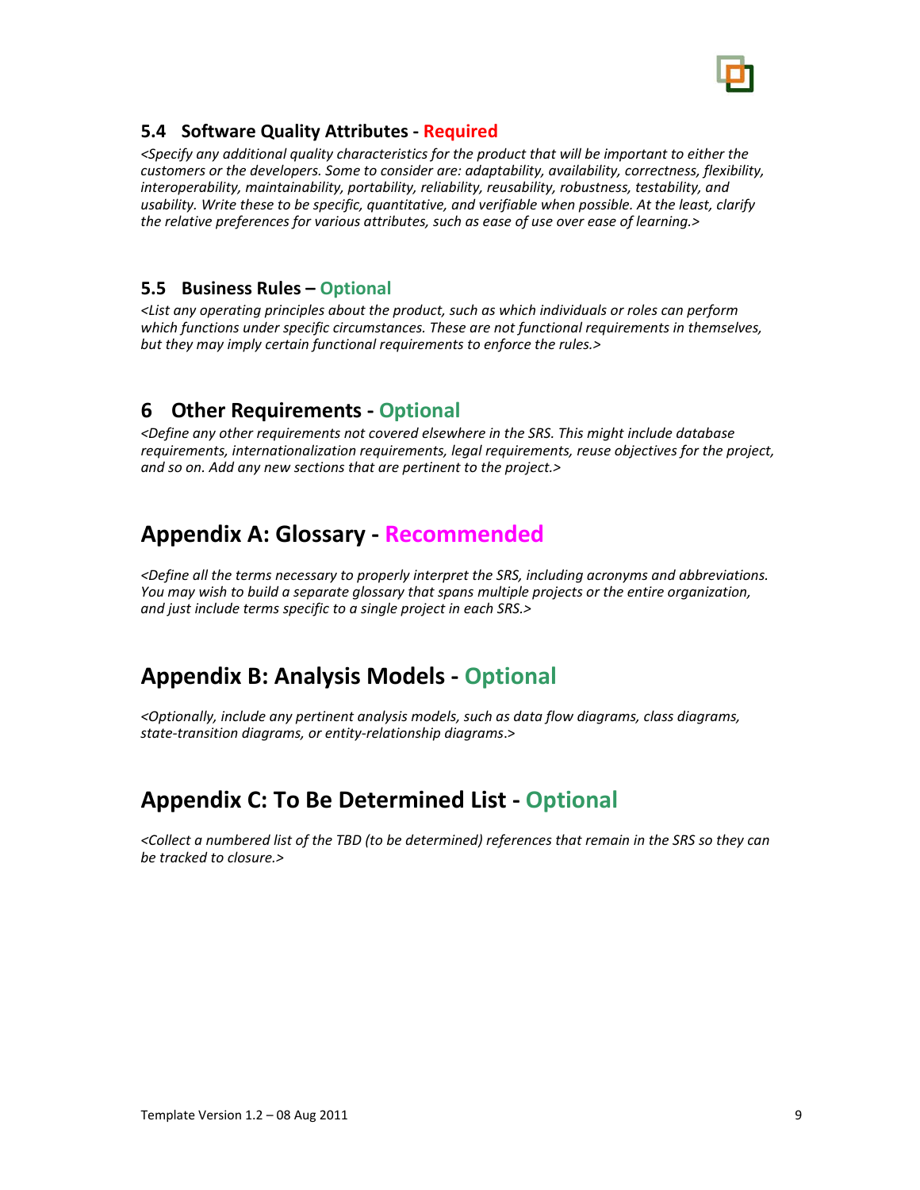### 5.4 Software Quality Attributes - Required

*<Specify any additional quality characteristics for the product that will be important to either the customers or the developers. Some to consider are: adaptability, availability, correctness, flexibility, interoperability, maintainability, portability, reliability, reusability, robustness, testability, and usability. Write these to be specific, quantitative, and verifiable when possible. At the least, clarify the relative preferences for various attributes, such as ease of use over ease of learning.>*

### 5.5 Business Rules – Optional

*<List any operating principles about the product, such as which individuals or roles can perform which functions under specific circumstances. These are not functional requirements in themselves, but they may imply certain functional requirements to enforce the rules.>*

## 6 Other Requirements - Optional

*<Define any other requirements not covered elsewhere in the SRS. This might include database requirements, internationalization requirements, legal requirements, reuse objectives for the project, and so on. Add any new sections that are pertinent to the project.>*

# Appendix A: Glossary - Recommended

*<Define all the terms necessary to properly interpret the SRS, including acronyms and abbreviations. You may wish to build a separate glossary that spans multiple projects or the entire organization, and just include terms specific to a single project in each SRS.>*

# Appendix B: Analysis Models - Optional

*<Optionally, include any pertinent analysis models, such as data flow diagrams, class diagrams, state-transition diagrams, or entity-relationship diagrams.>*

# Appendix C: To Be Determined List - Optional

*<Collect a numbered list of the TBD (to be determined) references that remain in the SRS so they can be tracked to closure.>*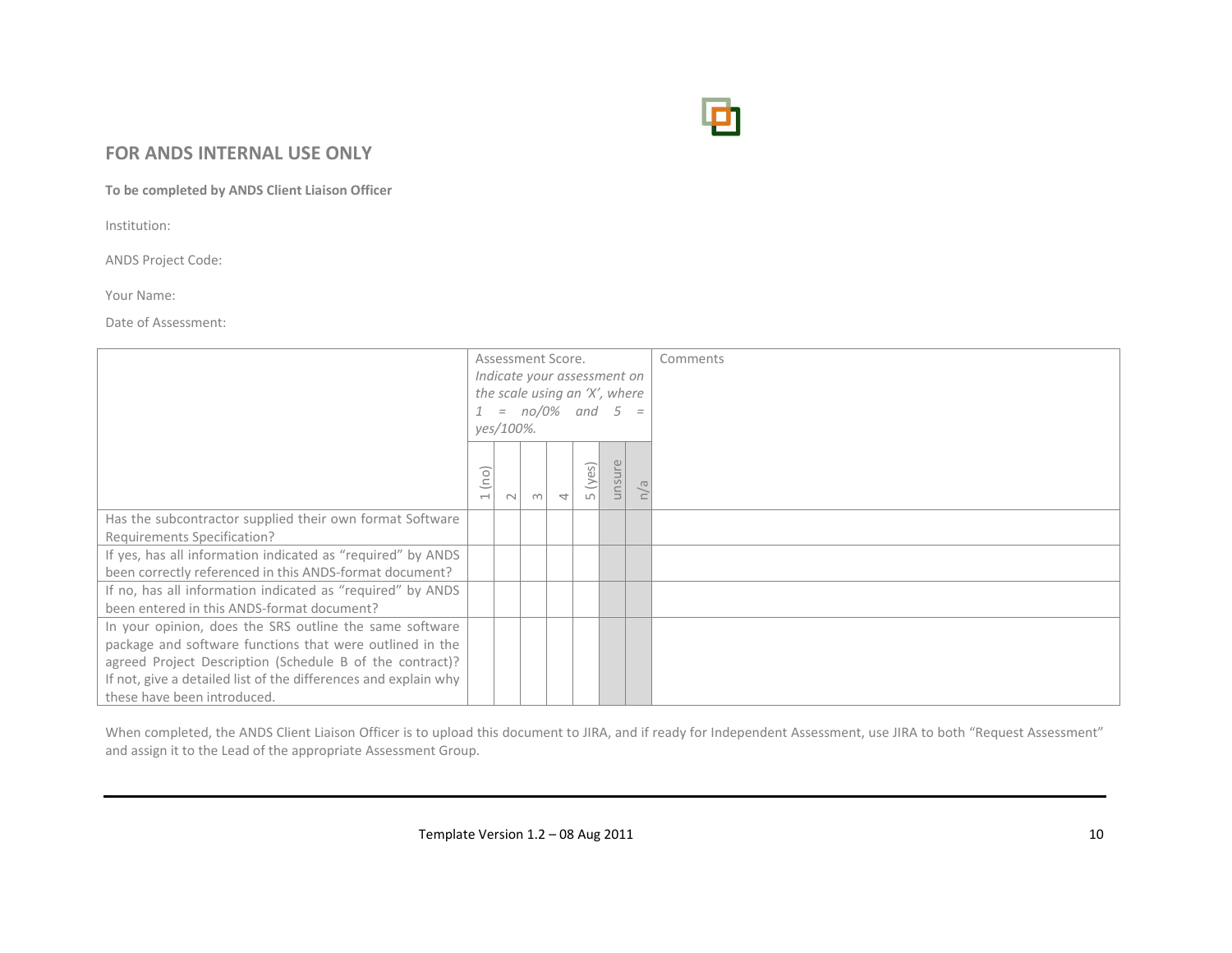## FOR ANDS INTERNAL USE ONLY

**To be completed by ANDS Client Liaison Officer**

Institution:

ANDS Project Code:

Your Name:

Date of Assessment:

| | Assessment Score. *Indicate your assessment on the scale using an 'X', where 1 = no/0% and 5 = yes/100%.* | | | | | | | Comments |
|---|---|---|---|---|---|---|---|---|
| | 1 (no) | 2 | 3 | 4 | 5 (yes) | unsure | n/a | |
| Has the subcontractor supplied their own format Software Requirements Specification? | | | | | | | | |
| If yes, has all information indicated as "required" by ANDS been correctly referenced in this ANDS-format document? | | | | | | | | |
| If no, has all information indicated as "required" by ANDS been entered in this ANDS-format document? | | | | | | | | |
| In your opinion, does the SRS outline the same software package and software functions that were outlined in the agreed Project Description (Schedule B of the contract)? If not, give a detailed list of the differences and explain why these have been introduced. | | | | | | | | |

When completed, the ANDS Client Liaison Officer is to upload this document to JIRA, and if ready for Independent Assessment, use JIRA to both "Request Assessment" and assign it to the Lead of the appropriate Assessment Group.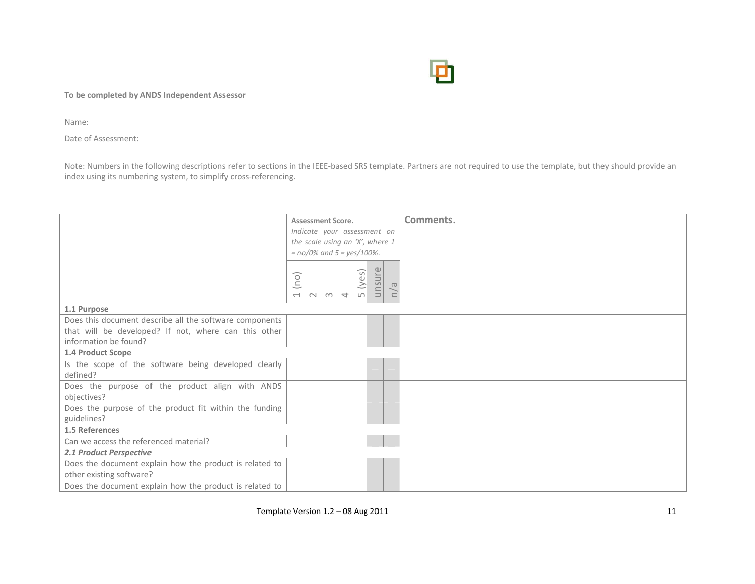**To be completed by ANDS Independent Assessor**

Name:

Date of Assessment:

Note: Numbers in the following descriptions refer to sections in the IEEE-based SRS template. Partners are not required to use the template, but they should provide an index using its numbering system, to simplify cross-referencing.

| | **Assessment Score.** *Indicate your assessment on the scale using an 'X', where 1 = no/0% and 5 = yes/100%.* | | | | | | | **Comments.** |
|---|---|---|---|---|---|---|---|---|
| | 1 (no) | 2 | 3 | 4 | 5 (yes) | unsure | n/a | |
| **1.1 Purpose** | | | | | | | | |
| Does this document describe all the software components that will be developed? If not, where can this other information be found? | | | | | | | | |
| **1.4 Product Scope** | | | | | | | | |
| Is the scope of the software being developed clearly defined? | | | | | | | | |
| Does the purpose of the product align with ANDS objectives? | | | | | | | | |
| Does the purpose of the product fit within the funding guidelines? | | | | | | | | |
| **1.5 References** | | | | | | | | |
| Can we access the referenced material? | | | | | | | | |
| ***2.1 Product Perspective*** | | | | | | | | |
| Does the document explain how the product is related to other existing software? | | | | | | | | |
| Does the document explain how the product is related to | | | | | | | | |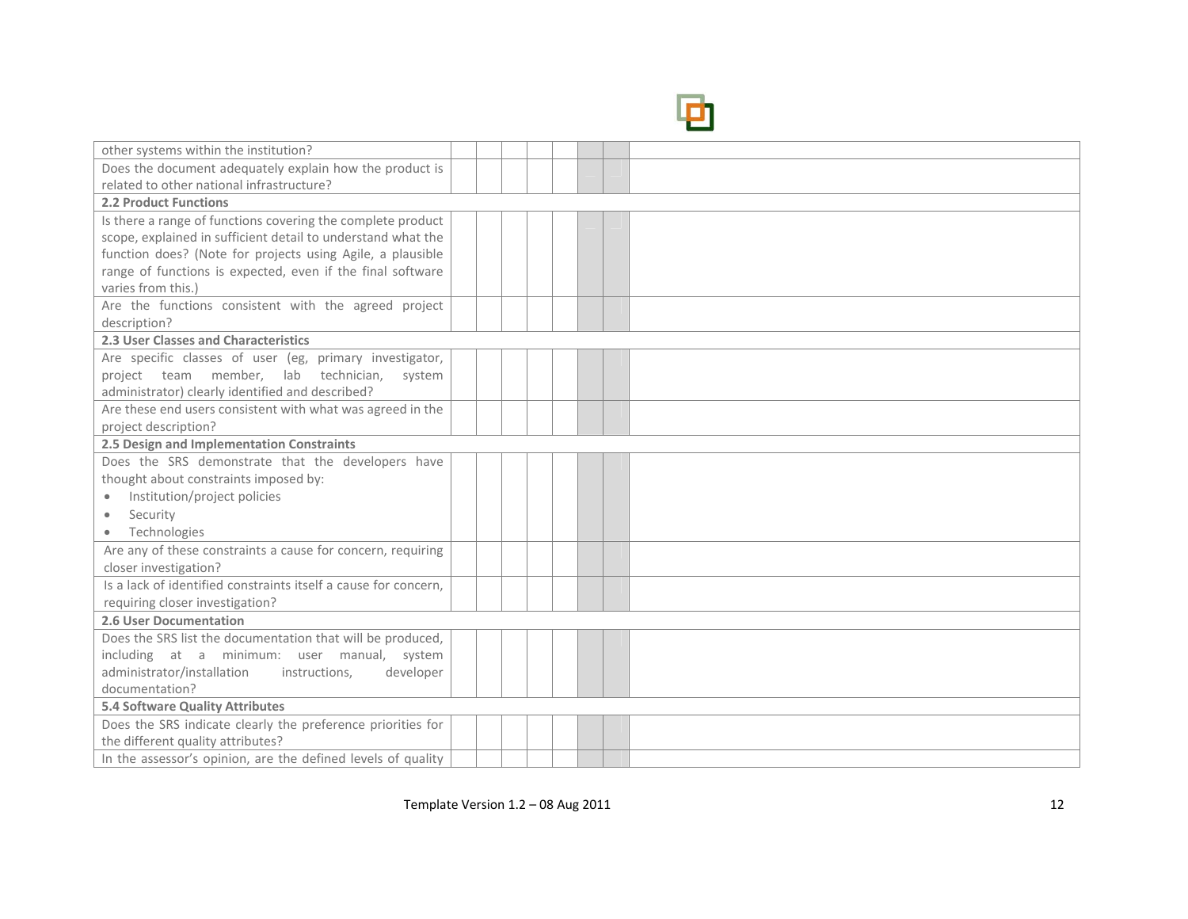| | | | | | | | |
|---|---|---|---|---|---|---|---|
| other systems within the institution? | | | | | | | |
| Does the document adequately explain how the product is related to other national infrastructure? | | | | | | | |
| **2.2 Product Functions** | | | | | | | |
| Is there a range of functions covering the complete product scope, explained in sufficient detail to understand what the function does? (Note for projects using Agile, a plausible range of functions is expected, even if the final software varies from this.) | | | | | | | |
| Are the functions consistent with the agreed project description? | | | | | | | |
| **2.3 User Classes and Characteristics** | | | | | | | |
| Are specific classes of user (eg, primary investigator, project team member, lab technician, system administrator) clearly identified and described? | | | | | | | |
| Are these end users consistent with what was agreed in the project description? | | | | | | | |
| **2.5 Design and Implementation Constraints** | | | | | | | |
| Does the SRS demonstrate that the developers have thought about constraints imposed by:<br>• Institution/project policies<br>• Security<br>• Technologies | | | | | | | |
| Are any of these constraints a cause for concern, requiring closer investigation? | | | | | | | |
| Is a lack of identified constraints itself a cause for concern, requiring closer investigation? | | | | | | | |
| **2.6 User Documentation** | | | | | | | |
| Does the SRS list the documentation that will be produced, including at a minimum: user manual, system administrator/installation instructions, developer documentation? | | | | | | | |
| **5.4 Software Quality Attributes** | | | | | | | |
| Does the SRS indicate clearly the preference priorities for the different quality attributes? | | | | | | | |
| In the assessor's opinion, are the defined levels of quality | | | | | | | |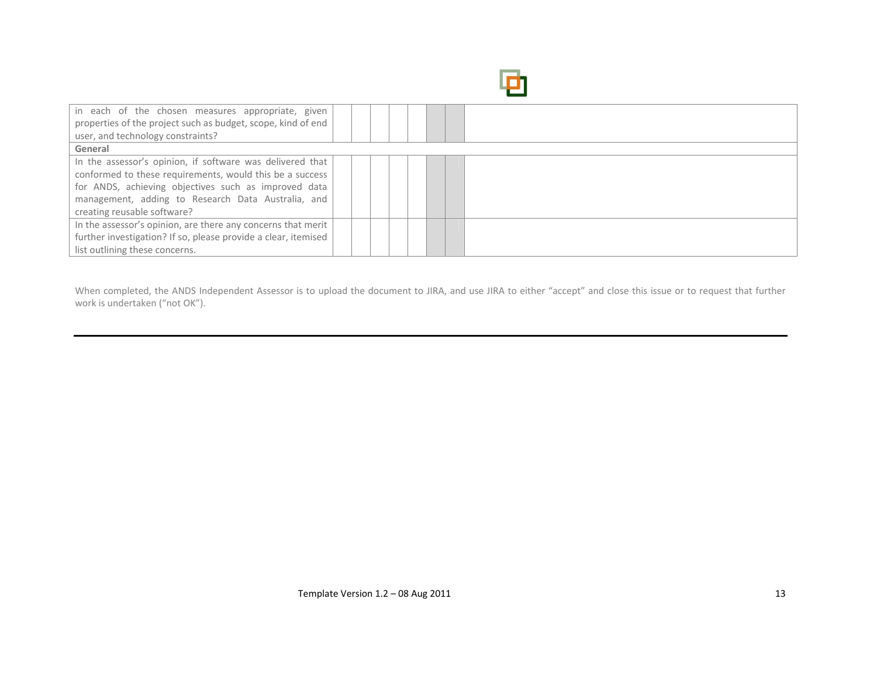| | | | | | | | |
|---|---|---|---|---|---|---|---|
| in each of the chosen measures appropriate, given properties of the project such as budget, scope, kind of end user, and technology constraints? | | | | | | | |
| **General** | | | | | | | |
| In the assessor's opinion, if software was delivered that conformed to these requirements, would this be a success for ANDS, achieving objectives such as improved data management, adding to Research Data Australia, and creating reusable software? | | | | | | | |
| In the assessor's opinion, are there any concerns that merit further investigation? If so, please provide a clear, itemised list outlining these concerns. | | | | | | | |

When completed, the ANDS Independent Assessor is to upload the document to JIRA, and use JIRA to either "accept" and close this issue or to request that further work is undertaken ("not OK").

---